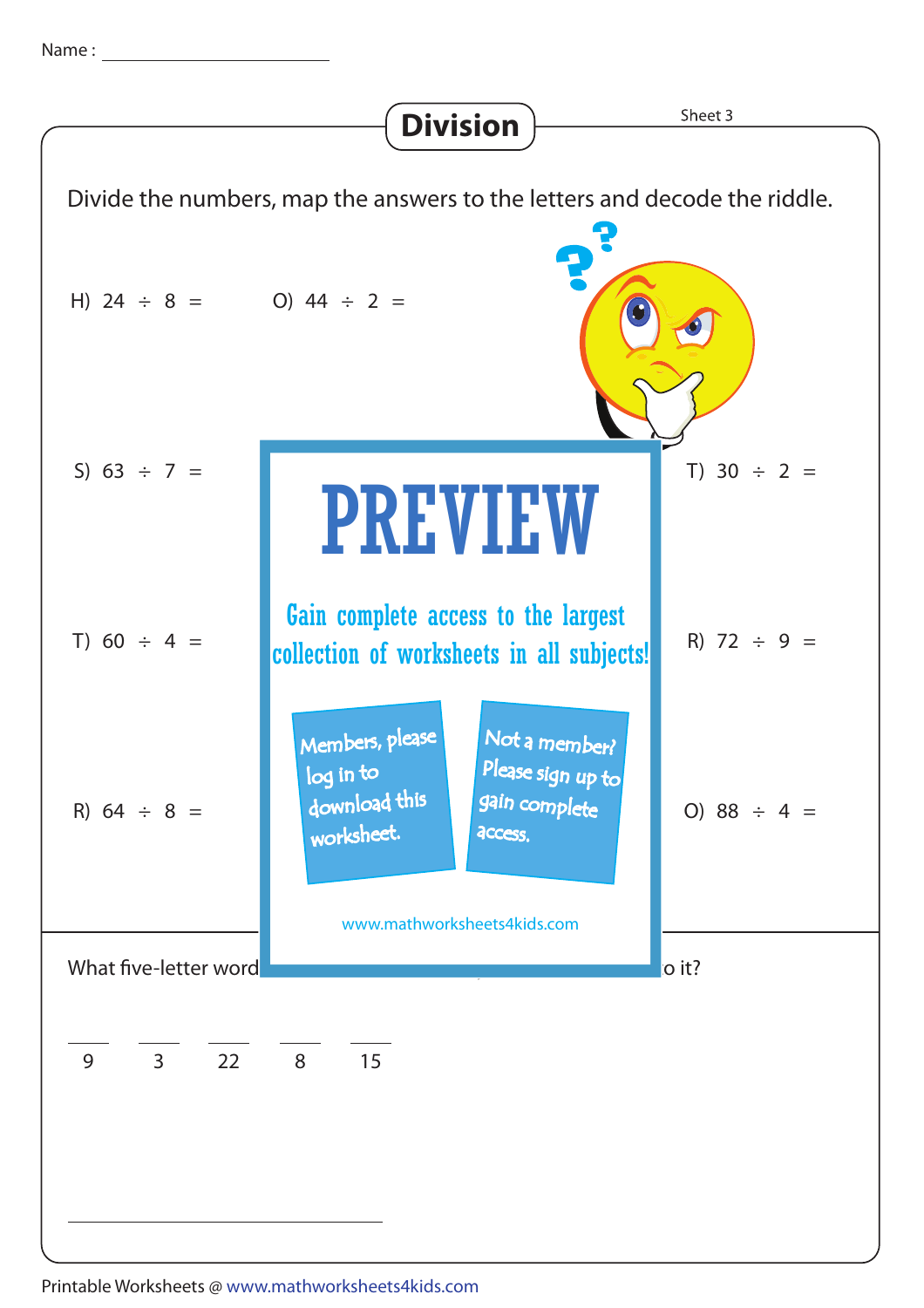Name : ____________________

# Division

Sheet 3

Divide the numbers, map the answers to the letters and decode the riddle.

H) $24 \div 8 =$

O) $44 \div 2 =$

S) $63 \div 7 =$

T) $30 \div 2 =$

T) $60 \div 4 =$

R) $72 \div 9 =$

R) $64 \div 8 =$

O) $88 \div 4 =$

PREVIEW

Gain complete access to the largest collection of worksheets in all subjects!

Members, please log in to download this worksheet.

Not a member? Please sign up to gain complete access.

www.mathworksheets4kids.com

What five-letter word ... o it?

| ___ | ___ | ___ | ___ | ___ |
|---|---|---|---|---|
| 9 | 3 | 22 | 8 | 15 |

____________________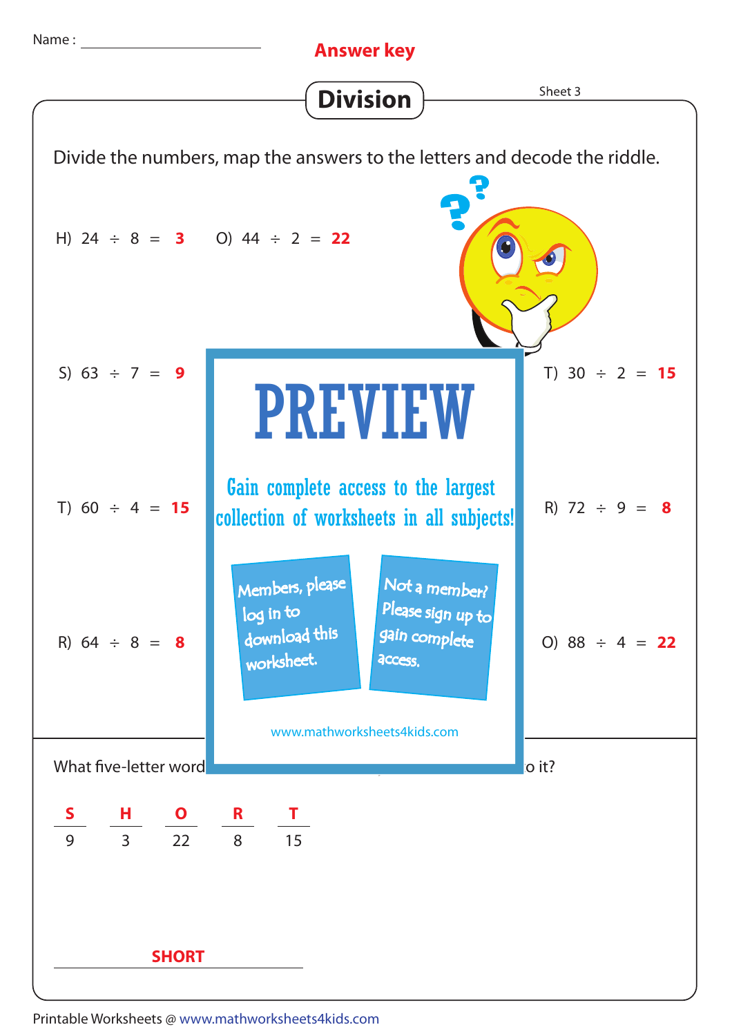Name : ____________________

**Answer key**

# Division

Sheet 3

Divide the numbers, map the answers to the letters and decode the riddle.

H) $24 \div 8 =$ **3**

O) $44 \div 2 =$ **22**

S) $63 \div 7 =$ **9**

T) $30 \div 2 =$ **15**

T) $60 \div 4 =$ **15**

R) $72 \div 9 =$ **8**

R) $64 \div 8 =$ **8**

O) $88 \div 4 =$ **22**

PREVIEW

Gain complete access to the largest collection of worksheets in all subjects!

Members, please log in to download this worksheet.

Not a member? Please sign up to gain complete access.

www.mathworksheets4kids.com

What five-letter word ... o it?

| S | H | O | R | T |
|---|---|---|---|---|
| 9 | 3 | 22 | 8 | 15 |

**SHORT**

Printable Worksheets @ www.mathworksheets4kids.com